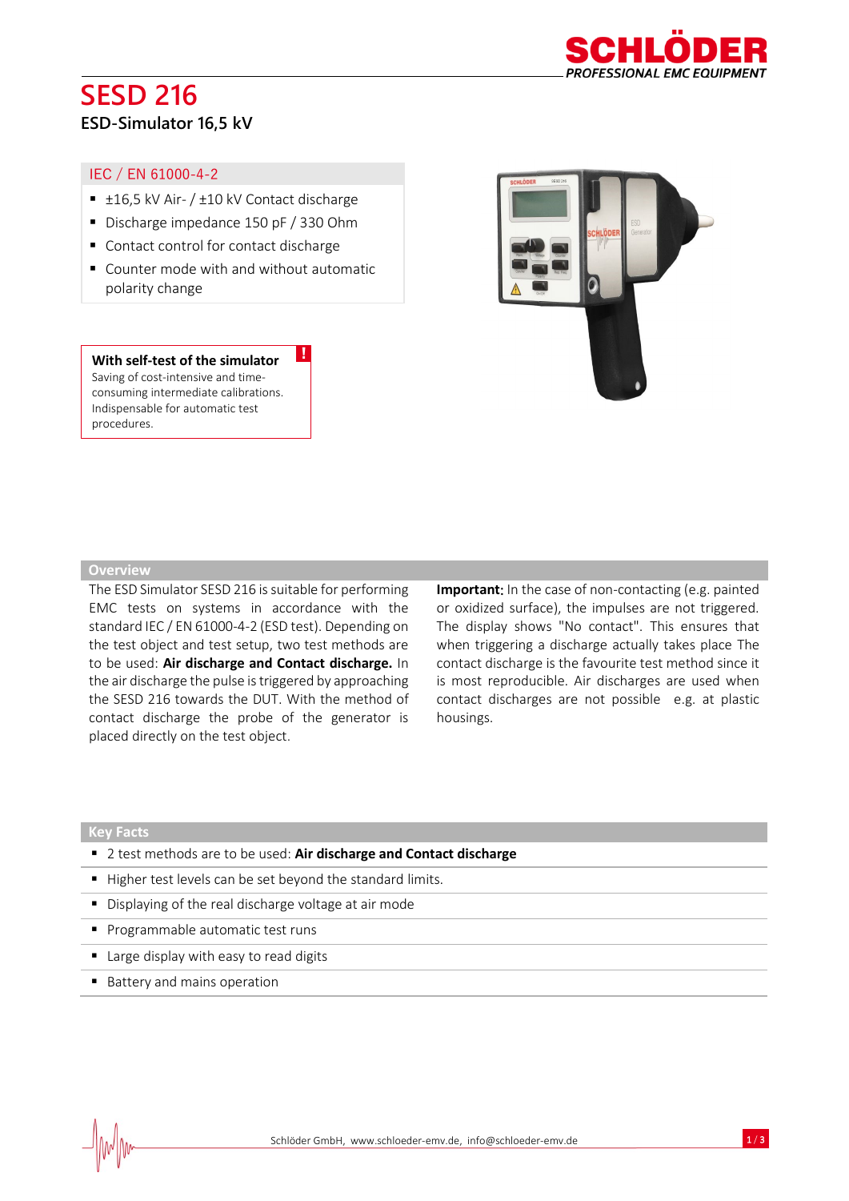# SESD 216

ESD-Simulator 16,5 kV

## IEC / EN 61000-4-2

- ±16,5 kV Air- / ±10 kV Contact discharge
- Discharge impedance 150 pF / 330 Ohm
- Contact control for contact discharge
- Counter mode with and without automatic polarity change

**With self-test of the simulator**

Saving of cost-intensive and time-consuming intermediate calibrations. Indispensable for automatic test procedures.

## Overview

The ESD Simulator SESD 216 is suitable for performing EMC tests on systems in accordance with the standard IEC / EN 61000-4-2 (ESD test). Depending on the test object and test setup, two test methods are to be used: **Air discharge and Contact discharge.** In the air discharge the pulse is triggered by approaching the SESD 216 towards the DUT. With the method of contact discharge the probe of the generator is placed directly on the test object.

**Important:** In the case of non-contacting (e.g. painted or oxidized surface), the impulses are not triggered. The display shows "No contact". This ensures that when triggering a discharge actually takes place The contact discharge is the favourite test method since it is most reproducible. Air discharges are used when contact discharges are not possible e.g. at plastic housings.

## Key Facts

- 2 test methods are to be used: **Air discharge and Contact discharge**
- Higher test levels can be set beyond the standard limits.
- Displaying of the real discharge voltage at air mode
- Programmable automatic test runs
- Large display with easy to read digits
- Battery and mains operation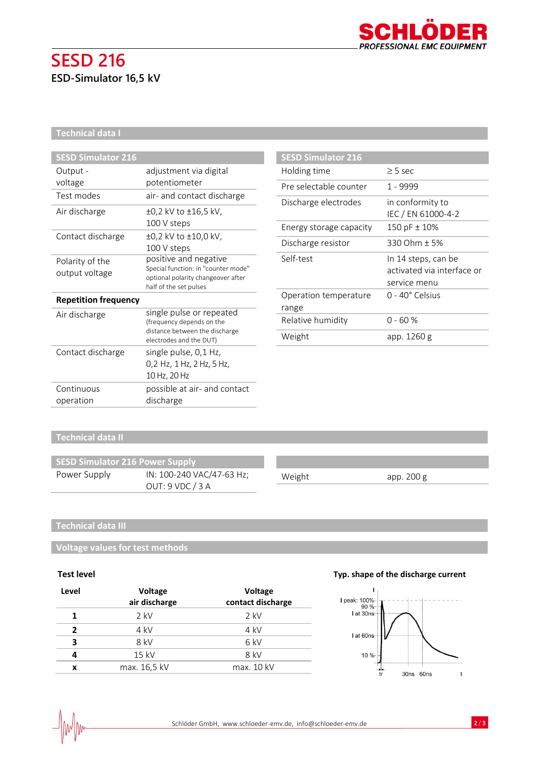# SESD 216

ESD-Simulator 16,5 kV

## Technical data I

| SESD Simulator 216 | |
|---|---|
| Output - voltage | adjustment via digital potentiometer |
| Test modes | air- and contact discharge |
| Air discharge | ±0,2 kV to ±16,5 kV, 100 V steps |
| Contact discharge | ±0,2 kV to ±10,0 kV, 100 V steps |
| Polarity of the output voltage | positive and negative<br>Special function: in "counter mode" optional polarity changeover after half of the set pulses |
| **Repetition frequency** | |
| Air discharge | single pulse or repeated (frequency depends on the distance between the discharge electrodes and the DUT) |
| Contact discharge | single pulse, 0,1 Hz, 0,2 Hz, 1 Hz, 2 Hz, 5 Hz, 10 Hz, 20 Hz |
| Continuous operation | possible at air- and contact discharge |

| SESD Simulator 216 | |
|---|---|
| Holding time | ≥ 5 sec |
| Pre selectable counter | 1 - 9999 |
| Discharge electrodes | in conformity to IEC / EN 61000-4-2 |
| Energy storage capacity | 150 pF ± 10% |
| Discharge resistor | 330 Ohm ± 5% |
| Self-test | In 14 steps, can be activated via interface or service menu |
| Operation temperature range | 0 - 40° Celsius |
| Relative humidity | 0 - 60 % |
| Weight | app. 1260 g |

## Technical data II

| SESD Simulator 216 Power Supply | |
|---|---|
| Power Supply | IN: 100-240 VAC/47-63 Hz;<br>OUT: 9 VDC / 3 A |

| | |
|---|---|
| Weight | app. 200 g |

## Technical data III

### Voltage values for test methods

**Test level**

| Level | Voltage air discharge | Voltage contact discharge |
|---|---|---|
| **1** | 2 kV | 2 kV |
| **2** | 4 kV | 4 kV |
| **3** | 8 kV | 6 kV |
| **4** | 15 kV | 8 kV |
| **x** | max. 16,5 kV | max. 10 kV |

**Typ. shape of the discharge current**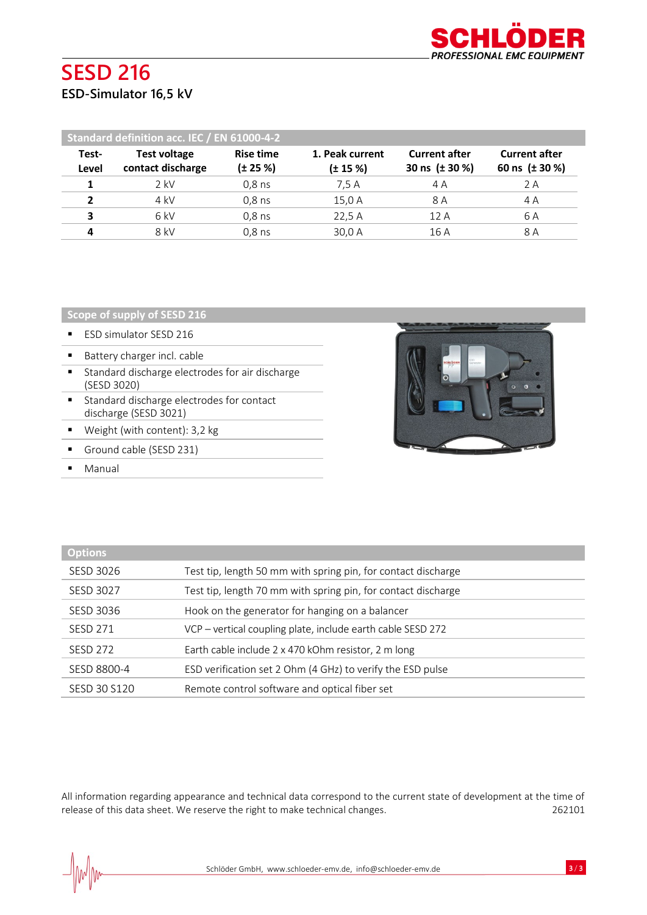# SESD 216

## ESD-Simulator 16,5 kV

| Standard definition acc. IEC / EN 61000-4-2 | | | | | |
|---|---|---|---|---|---|
| **Test-Level** | **Test voltage contact discharge** | **Rise time (± 25 %)** | **1. Peak current (± 15 %)** | **Current after 30 ns (± 30 %)** | **Current after 60 ns (± 30 %)** |
| **1** | 2 kV | 0,8 ns | 7,5 A | 4 A | 2 A |
| **2** | 4 kV | 0,8 ns | 15,0 A | 8 A | 4 A |
| **3** | 6 kV | 0,8 ns | 22,5 A | 12 A | 6 A |
| **4** | 8 kV | 0,8 ns | 30,0 A | 16 A | 8 A |

### Scope of supply of SESD 216

- ESD simulator SESD 216
- Battery charger incl. cable
- Standard discharge electrodes for air discharge (SESD 3020)
- Standard discharge electrodes for contact discharge (SESD 3021)
- Weight (with content): 3,2 kg
- Ground cable (SESD 231)
- Manual

### Options

| | |
|---|---|
| SESD 3026 | Test tip, length 50 mm with spring pin, for contact discharge |
| SESD 3027 | Test tip, length 70 mm with spring pin, for contact discharge |
| SESD 3036 | Hook on the generator for hanging on a balancer |
| SESD 271 | VCP – vertical coupling plate, include earth cable SESD 272 |
| SESD 272 | Earth cable include 2 x 470 kOhm resistor, 2 m long |
| SESD 8800-4 | ESD verification set 2 Ohm (4 GHz) to verify the ESD pulse |
| SESD 30 S120 | Remote control software and optical fiber set |

All information regarding appearance and technical data correspond to the current state of development at the time of release of this data sheet. We reserve the right to make technical changes. 262101